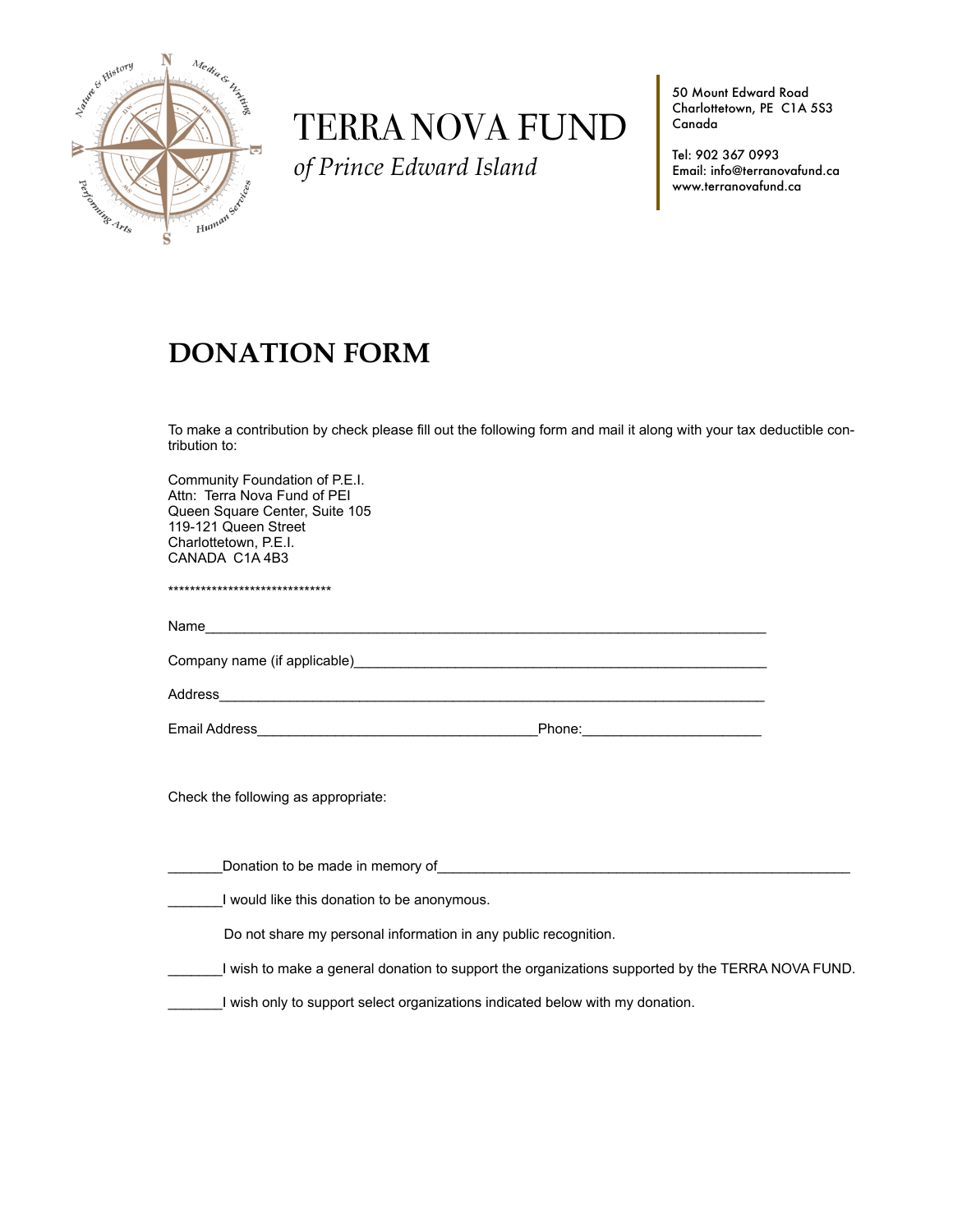# TERRA NOVA FUND

*of Prince Edward Island*

50 Mount Edward Road
Charlottetown, PE C1A 5S3
Canada

Tel: 902 367 0993
Email: info@terranovafund.ca
www.terranovafund.ca

## DONATION FORM

To make a contribution by check please fill out the following form and mail it along with your tax deductible contribution to:

Community Foundation of P.E.I.
Attn: Terra Nova Fund of PEI
Queen Square Center, Suite 105
119-121 Queen Street
Charlottetown, P.E.I.
CANADA C1A 4B3

******************************

Name___________________________________________________________________________

Company name (if applicable)_______________________________________________________

Address_________________________________________________________________________

Email Address___________________________________Phone:_______________________

Check the following as appropriate:

_______Donation to be made in memory of_____________________________________________________

_______I would like this donation to be anonymous.

Do not share my personal information in any public recognition.

_______I wish to make a general donation to support the organizations supported by the TERRA NOVA FUND.

_______I wish only to support select organizations indicated below with my donation.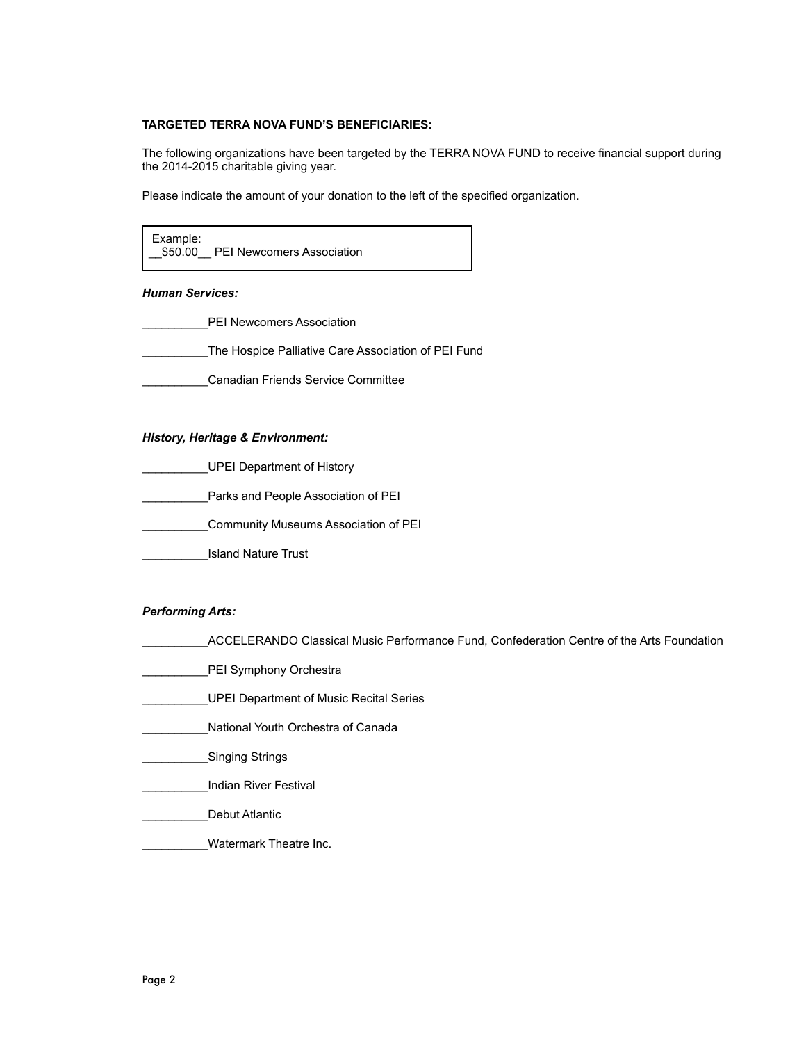**TARGETED TERRA NOVA FUND'S BENEFICIARIES:**

The following organizations have been targeted by the TERRA NOVA FUND to receive financial support during the 2014-2015 charitable giving year.

Please indicate the amount of your donation to the left of the specified organization.

Example:
__$50.00__ PEI Newcomers Association

***Human Services:***

__________PEI Newcomers Association

__________The Hospice Palliative Care Association of PEI Fund

__________Canadian Friends Service Committee

***History, Heritage & Environment:***

__________UPEI Department of History

__________Parks and People Association of PEI

__________Community Museums Association of PEI

__________Island Nature Trust

***Performing Arts:***

__________ACCELERANDO Classical Music Performance Fund, Confederation Centre of the Arts Foundation

__________PEI Symphony Orchestra

__________UPEI Department of Music Recital Series

__________National Youth Orchestra of Canada

__________Singing Strings

__________Indian River Festival

__________Debut Atlantic

__________Watermark Theatre Inc.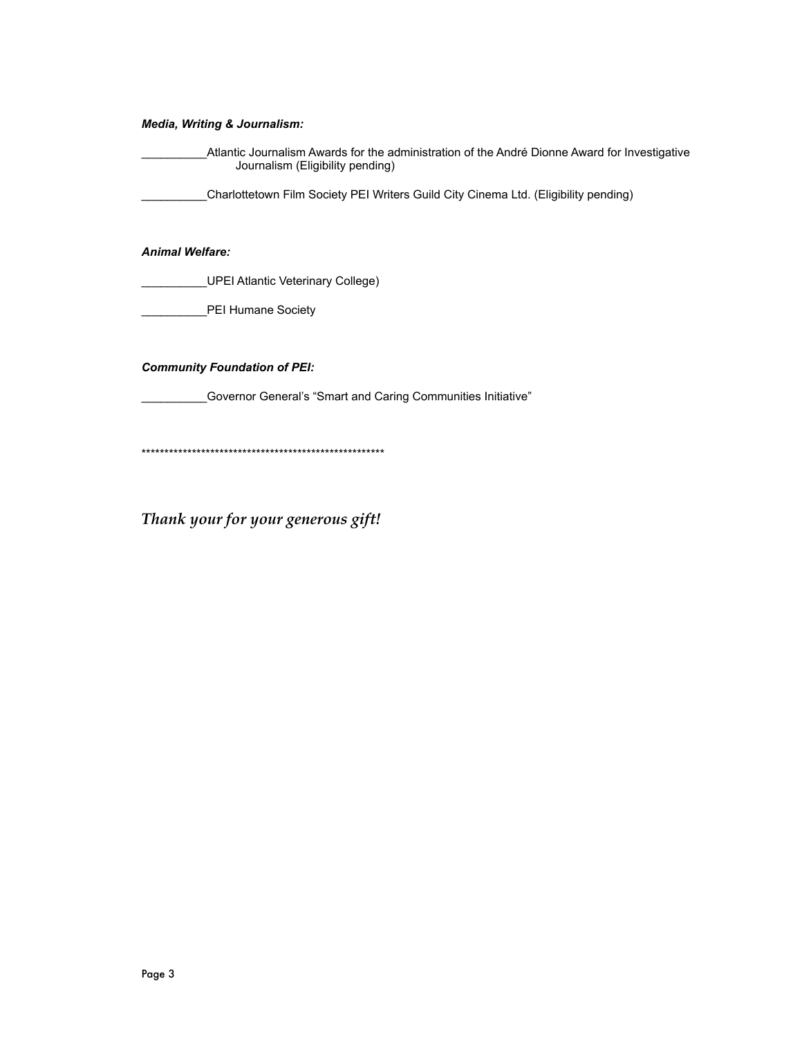***Media, Writing & Journalism:***

__________Atlantic Journalism Awards for the administration of the André Dionne Award for Investigative Journalism (Eligibility pending)

__________Charlottetown Film Society PEI Writers Guild City Cinema Ltd. (Eligibility pending)

***Animal Welfare:***

__________UPEI Atlantic Veterinary College)

__________PEI Humane Society

***Community Foundation of PEI:***

__________Governor General's "Smart and Caring Communities Initiative"

*****************************************************

*Thank your for your generous gift!*